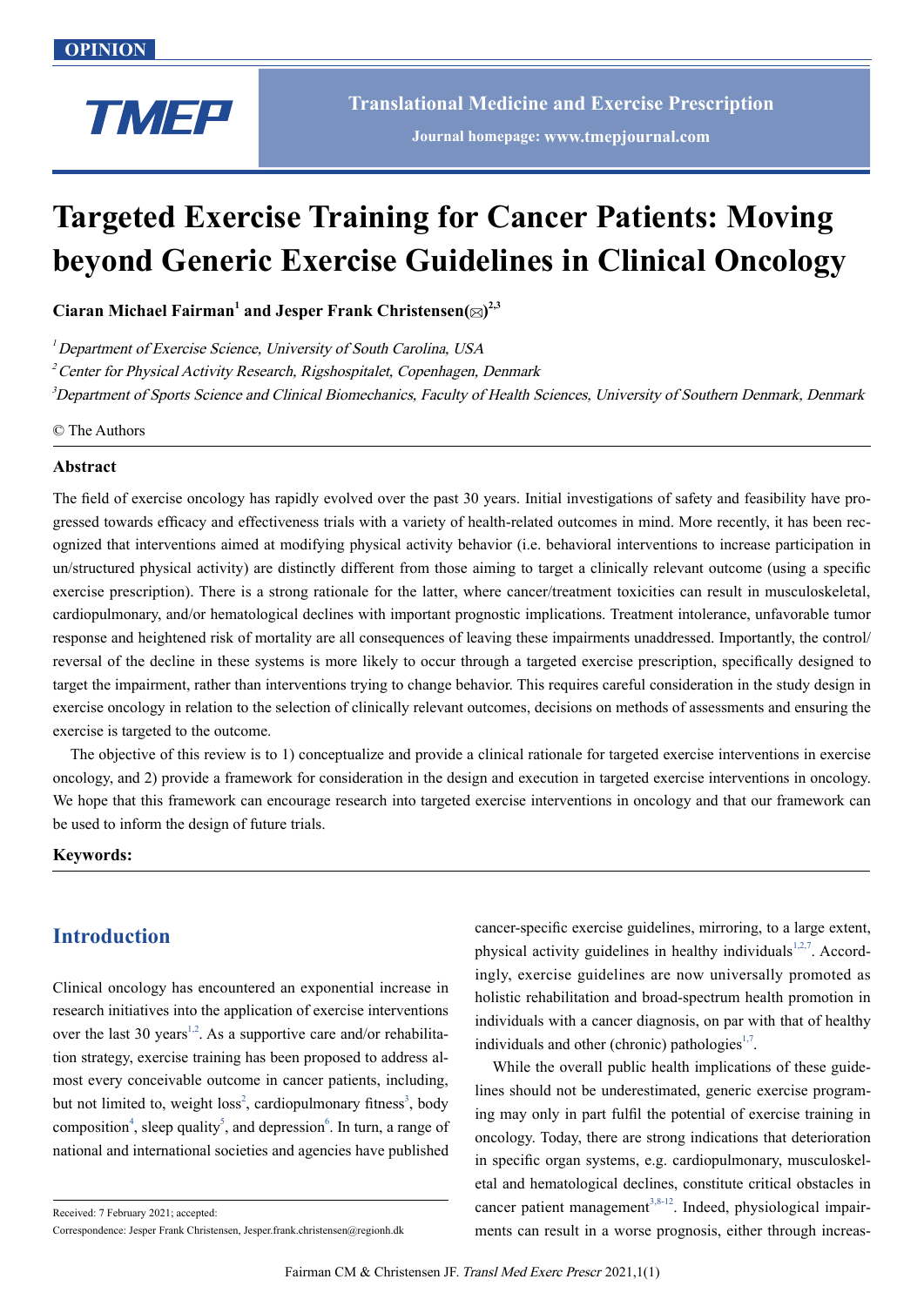OPINION

# Targeted Exercise Training for Cancer Patients: Moving beyond Generic Exercise Guidelines in Clinical Oncology

**Ciaran Michael Fairman[1] and Jesper Frank Christensen(✉)[2,3]**

[1] *Department of Exercise Science, University of South Carolina, USA*

[2] *Center for Physical Activity Research, Rigshospitalet, Copenhagen, Denmark*

[3] *Department of Sports Science and Clinical Biomechanics, Faculty of Health Sciences, University of Southern Denmark, Denmark*

© The Authors

## Abstract

The field of exercise oncology has rapidly evolved over the past 30 years. Initial investigations of safety and feasibility have progressed towards efficacy and effectiveness trials with a variety of health-related outcomes in mind. More recently, it has been recognized that interventions aimed at modifying physical activity behavior (i.e. behavioral interventions to increase participation in un/structured physical activity) are distinctly different from those aiming to target a clinically relevant outcome (using a specific exercise prescription). There is a strong rationale for the latter, where cancer/treatment toxicities can result in musculoskeletal, cardiopulmonary, and/or hematological declines with important prognostic implications. Treatment intolerance, unfavorable tumor response and heightened risk of mortality are all consequences of leaving these impairments unaddressed. Importantly, the control/reversal of the decline in these systems is more likely to occur through a targeted exercise prescription, specifically designed to target the impairment, rather than interventions trying to change behavior. This requires careful consideration in the study design in exercise oncology in relation to the selection of clinically relevant outcomes, decisions on methods of assessments and ensuring the exercise is targeted to the outcome.

The objective of this review is to 1) conceptualize and provide a clinical rationale for targeted exercise interventions in exercise oncology, and 2) provide a framework for consideration in the design and execution in targeted exercise interventions in oncology. We hope that this framework can encourage research into targeted exercise interventions in oncology and that our framework can be used to inform the design of future trials.

**Keywords:**

## Introduction

Clinical oncology has encountered an exponential increase in research initiatives into the application of exercise interventions over the last 30 years[1,2]. As a supportive care and/or rehabilitation strategy, exercise training has been proposed to address almost every conceivable outcome in cancer patients, including, but not limited to, weight loss[2], cardiopulmonary fitness[3], body composition[4], sleep quality[5], and depression[6]. In turn, a range of national and international societies and agencies have published cancer-specific exercise guidelines, mirroring, to a large extent, physical activity guidelines in healthy individuals[1,2,7]. Accordingly, exercise guidelines are now universally promoted as holistic rehabilitation and broad-spectrum health promotion in individuals with a cancer diagnosis, on par with that of healthy individuals and other (chronic) pathologies[1,7].

While the overall public health implications of these guidelines should not be underestimated, generic exercise programing may only in part fulfil the potential of exercise training in oncology. Today, there are strong indications that deterioration in specific organ systems, e.g. cardiopulmonary, musculoskeletal and hematological declines, constitute critical obstacles in cancer patient management[3,8-12]. Indeed, physiological impairments can result in a worse prognosis, either through increas-

Received: 7 February 2021; accepted:

Correspondence: Jesper Frank Christensen, Jesper.frank.christensen@regionh.dk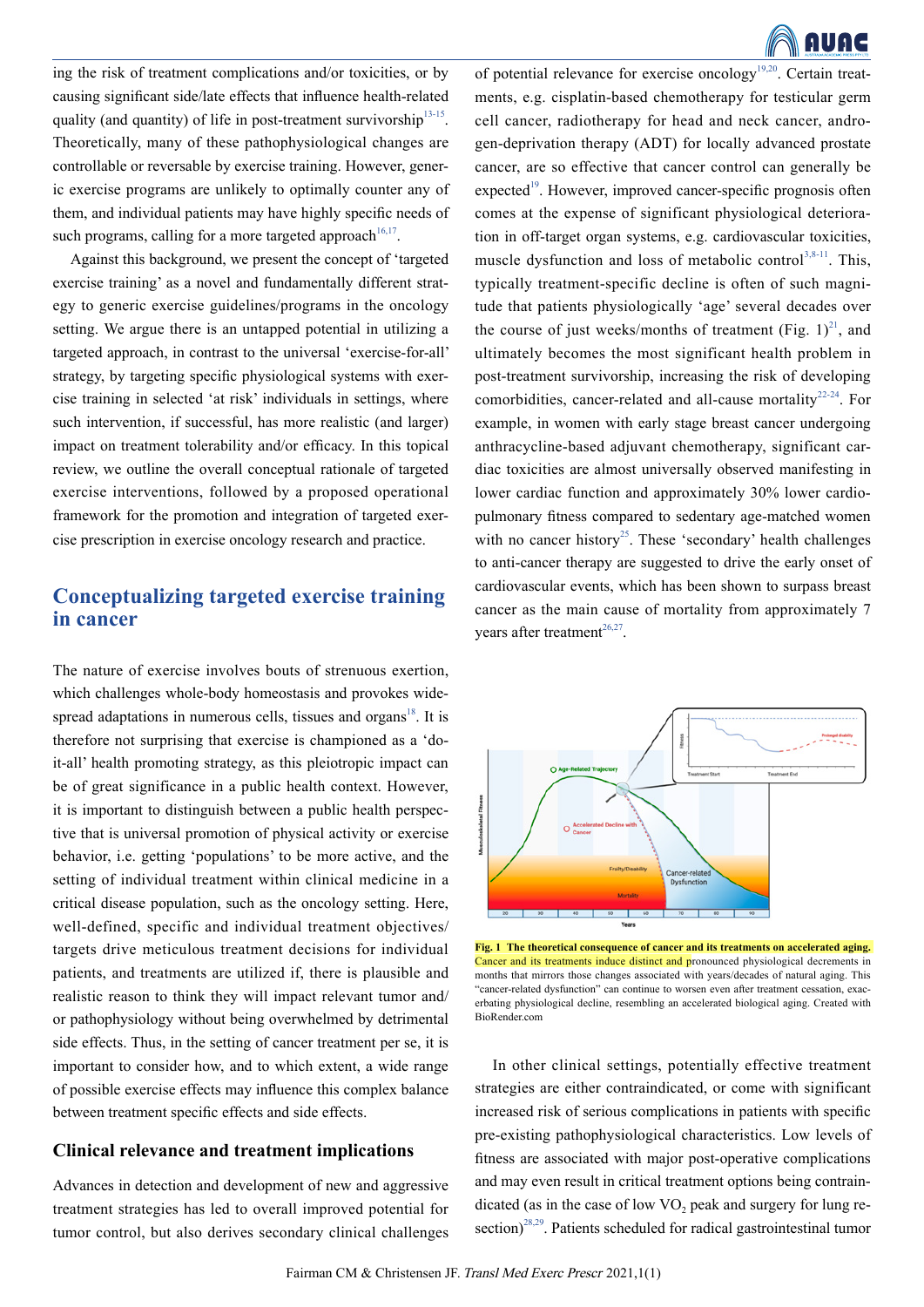ing the risk of treatment complications and/or toxicities, or by causing significant side/late effects that influence health-related quality (and quantity) of life in post-treatment survivorship[13-15]. Theoretically, many of these pathophysiological changes are controllable or reversable by exercise training. However, generic exercise programs are unlikely to optimally counter any of them, and individual patients may have highly specific needs of such programs, calling for a more targeted approach[16,17].

Against this background, we present the concept of 'targeted exercise training' as a novel and fundamentally different strategy to generic exercise guidelines/programs in the oncology setting. We argue there is an untapped potential in utilizing a targeted approach, in contrast to the universal 'exercise-for-all' strategy, by targeting specific physiological systems with exercise training in selected 'at risk' individuals in settings, where such intervention, if successful, has more realistic (and larger) impact on treatment tolerability and/or efficacy. In this topical review, we outline the overall conceptual rationale of targeted exercise interventions, followed by a proposed operational framework for the promotion and integration of targeted exercise prescription in exercise oncology research and practice.

## Conceptualizing targeted exercise training in cancer

The nature of exercise involves bouts of strenuous exertion, which challenges whole-body homeostasis and provokes widespread adaptations in numerous cells, tissues and organs[18]. It is therefore not surprising that exercise is championed as a 'do-it-all' health promoting strategy, as this pleiotropic impact can be of great significance in a public health context. However, it is important to distinguish between a public health perspective that is universal promotion of physical activity or exercise behavior, i.e. getting 'populations' to be more active, and the setting of individual treatment within clinical medicine in a critical disease population, such as the oncology setting. Here, well-defined, specific and individual treatment objectives/targets drive meticulous treatment decisions for individual patients, and treatments are utilized if, there is plausible and realistic reason to think they will impact relevant tumor and/or pathophysiology without being overwhelmed by detrimental side effects. Thus, in the setting of cancer treatment per se, it is important to consider how, and to which extent, a wide range of possible exercise effects may influence this complex balance between treatment specific effects and side effects.

### Clinical relevance and treatment implications

Advances in detection and development of new and aggressive treatment strategies has led to overall improved potential for tumor control, but also derives secondary clinical challenges of potential relevance for exercise oncology[19,20]. Certain treatments, e.g. cisplatin-based chemotherapy for testicular germ cell cancer, radiotherapy for head and neck cancer, androgen-deprivation therapy (ADT) for locally advanced prostate cancer, are so effective that cancer control can generally be expected[19]. However, improved cancer-specific prognosis often comes at the expense of significant physiological deterioration in off-target organ systems, e.g. cardiovascular toxicities, muscle dysfunction and loss of metabolic control[3,8-11]. This, typically treatment-specific decline is often of such magnitude that patients physiologically 'age' several decades over the course of just weeks/months of treatment (Fig. 1)[21], and ultimately becomes the most significant health problem in post-treatment survivorship, increasing the risk of developing comorbidities, cancer-related and all-cause mortality[22-24]. For example, in women with early stage breast cancer undergoing anthracycline-based adjuvant chemotherapy, significant cardiac toxicities are almost universally observed manifesting in lower cardiac function and approximately 30% lower cardiopulmonary fitness compared to sedentary age-matched women with no cancer history[25]. These 'secondary' health challenges to anti-cancer therapy are suggested to drive the early onset of cardiovascular events, which has been shown to surpass breast cancer as the main cause of mortality from approximately 7 years after treatment[26,27].

**Fig. 1 The theoretical consequence of cancer and its treatments on accelerated aging.** Cancer and its treatments induce distinct and pronounced physiological decrements in months that mirrors those changes associated with years/decades of natural aging. This "cancer-related dysfunction" can continue to worsen even after treatment cessation, exacerbating physiological decline, resembling an accelerated biological aging. Created with BioRender.com

In other clinical settings, potentially effective treatment strategies are either contraindicated, or come with significant increased risk of serious complications in patients with specific pre-existing pathophysiological characteristics. Low levels of fitness are associated with major post-operative complications and may even result in critical treatment options being contraindicated (as in the case of low $VO_2$ peak and surgery for lung resection)[28,29]. Patients scheduled for radical gastrointestinal tumor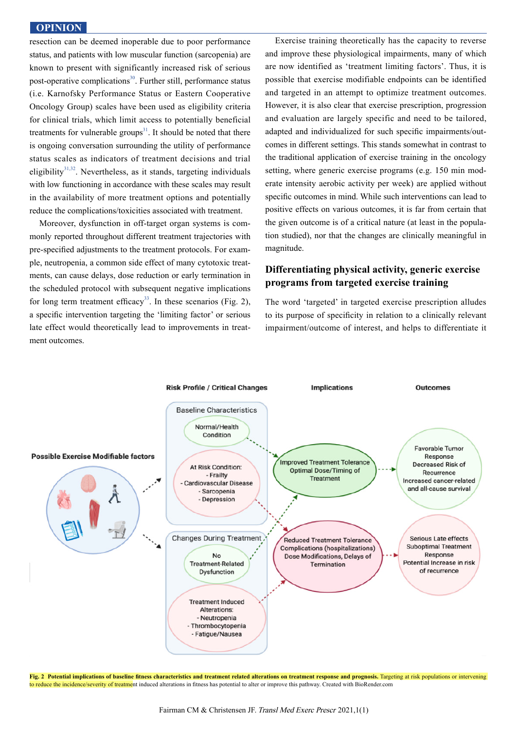resection can be deemed inoperable due to poor performance status, and patients with low muscular function (sarcopenia) are known to present with significantly increased risk of serious post-operative complications[30]. Further still, performance status (i.e. Karnofsky Performance Status or Eastern Cooperative Oncology Group) scales have been used as eligibility criteria for clinical trials, which limit access to potentially beneficial treatments for vulnerable groups[31]. It should be noted that there is ongoing conversation surrounding the utility of performance status scales as indicators of treatment decisions and trial eligibility[31,32]. Nevertheless, as it stands, targeting individuals with low functioning in accordance with these scales may result in the availability of more treatment options and potentially reduce the complications/toxicities associated with treatment.

Moreover, dysfunction in off-target organ systems is commonly reported throughout different treatment trajectories with pre-specified adjustments to the treatment protocols. For example, neutropenia, a common side effect of many cytotoxic treatments, can cause delays, dose reduction or early termination in the scheduled protocol with subsequent negative implications for long term treatment efficacy[33]. In these scenarios (Fig. 2), a specific intervention targeting the 'limiting factor' or serious late effect would theoretically lead to improvements in treatment outcomes.

Exercise training theoretically has the capacity to reverse and improve these physiological impairments, many of which are now identified as 'treatment limiting factors'. Thus, it is possible that exercise modifiable endpoints can be identified and targeted in an attempt to optimize treatment outcomes. However, it is also clear that exercise prescription, progression and evaluation are largely specific and need to be tailored, adapted and individualized for such specific impairments/outcomes in different settings. This stands somewhat in contrast to the traditional application of exercise training in the oncology setting, where generic exercise programs (e.g. 150 min moderate intensity aerobic activity per week) are applied without specific outcomes in mind. While such interventions can lead to positive effects on various outcomes, it is far from certain that the given outcome is of a critical nature (at least in the population studied), nor that the changes are clinically meaningful in magnitude.

## Differentiating physical activity, generic exercise programs from targeted exercise training

The word 'targeted' in targeted exercise prescription alludes to its purpose of specificity in relation to a clinically relevant impairment/outcome of interest, and helps to differentiate it

**Fig. 2 Potential implications of baseline fitness characteristics and treatment related alterations on treatment response and prognosis.** Targeting at risk populations or intervening to reduce the incidence/severity of treatment induced alterations in fitness has potential to alter or improve this pathway. Created with BioRender.com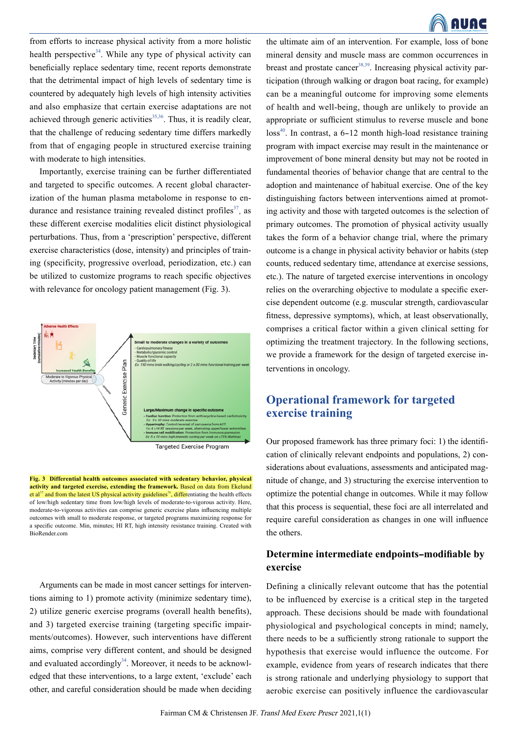from efforts to increase physical activity from a more holistic health perspective[34]. While any type of physical activity can beneficially replace sedentary time, recent reports demonstrate that the detrimental impact of high levels of sedentary time is countered by adequately high levels of high intensity activities and also emphasize that certain exercise adaptations are not achieved through generic activities[35,36]. Thus, it is readily clear, that the challenge of reducing sedentary time differs markedly from that of engaging people in structured exercise training with moderate to high intensities.

Importantly, exercise training can be further differentiated and targeted to specific outcomes. A recent global characterization of the human plasma metabolome in response to endurance and resistance training revealed distinct profiles[37], as these different exercise modalities elicit distinct physiological perturbations. Thus, from a 'prescription' perspective, different exercise characteristics (dose, intensity) and principles of training (specificity, progressive overload, periodization, etc.) can be utilized to customize programs to reach specific objectives with relevance for oncology patient management (Fig. 3).

**Fig. 3 Differential health outcomes associated with sedentary behavior, physical activity and targeted exercise, extending the framework.** Based on data from Ekelund et al[35] and from the latest US physical activity guidelines[36], differentiating the health effects of low/high sedentary time from low/high levels of moderate-to-vigorous activity. Here, moderate-to-vigorous activities can comprise generic exercise plans influencing multiple outcomes with small to moderate response, or targeted programs maximizing response for a specific outcome. Min, minutes; HI RT, high intensity resistance training. Created with BioRender.com

Arguments can be made in most cancer settings for interventions aiming to 1) promote activity (minimize sedentary time), 2) utilize generic exercise programs (overall health benefits), and 3) targeted exercise training (targeting specific impairments/outcomes). However, such interventions have different aims, comprise very different content, and should be designed and evaluated accordingly[34]. Moreover, it needs to be acknowledged that these interventions, to a large extent, 'exclude' each other, and careful consideration should be made when deciding the ultimate aim of an intervention. For example, loss of bone mineral density and muscle mass are common occurrences in breast and prostate cancer[38,39]. Increasing physical activity participation (through walking or dragon boat racing, for example) can be a meaningful outcome for improving some elements of health and well-being, though are unlikely to provide an appropriate or sufficient stimulus to reverse muscle and bone loss[40]. In contrast, a 6–12 month high-load resistance training program with impact exercise may result in the maintenance or improvement of bone mineral density but may not be rooted in fundamental theories of behavior change that are central to the adoption and maintenance of habitual exercise. One of the key distinguishing factors between interventions aimed at promoting activity and those with targeted outcomes is the selection of primary outcomes. The promotion of physical activity usually takes the form of a behavior change trial, where the primary outcome is a change in physical activity behavior or habits (step counts, reduced sedentary time, attendance at exercise sessions, etc.). The nature of targeted exercise interventions in oncology relies on the overarching objective to modulate a specific exercise dependent outcome (e.g. muscular strength, cardiovascular fitness, depressive symptoms), which, at least observationally, comprises a critical factor within a given clinical setting for optimizing the treatment trajectory. In the following sections, we provide a framework for the design of targeted exercise interventions in oncology.

## Operational framework for targeted exercise training

Our proposed framework has three primary foci: 1) the identification of clinically relevant endpoints and populations, 2) considerations about evaluations, assessments and anticipated magnitude of change, and 3) structuring the exercise intervention to optimize the potential change in outcomes. While it may follow that this process is sequential, these foci are all interrelated and require careful consideration as changes in one will influence the others.

### Determine intermediate endpoints–modifiable by exercise

Defining a clinically relevant outcome that has the potential to be influenced by exercise is a critical step in the targeted approach. These decisions should be made with foundational physiological and psychological concepts in mind; namely, there needs to be a sufficiently strong rationale to support the hypothesis that exercise would influence the outcome. For example, evidence from years of research indicates that there is strong rationale and underlying physiology to support that aerobic exercise can positively influence the cardiovascular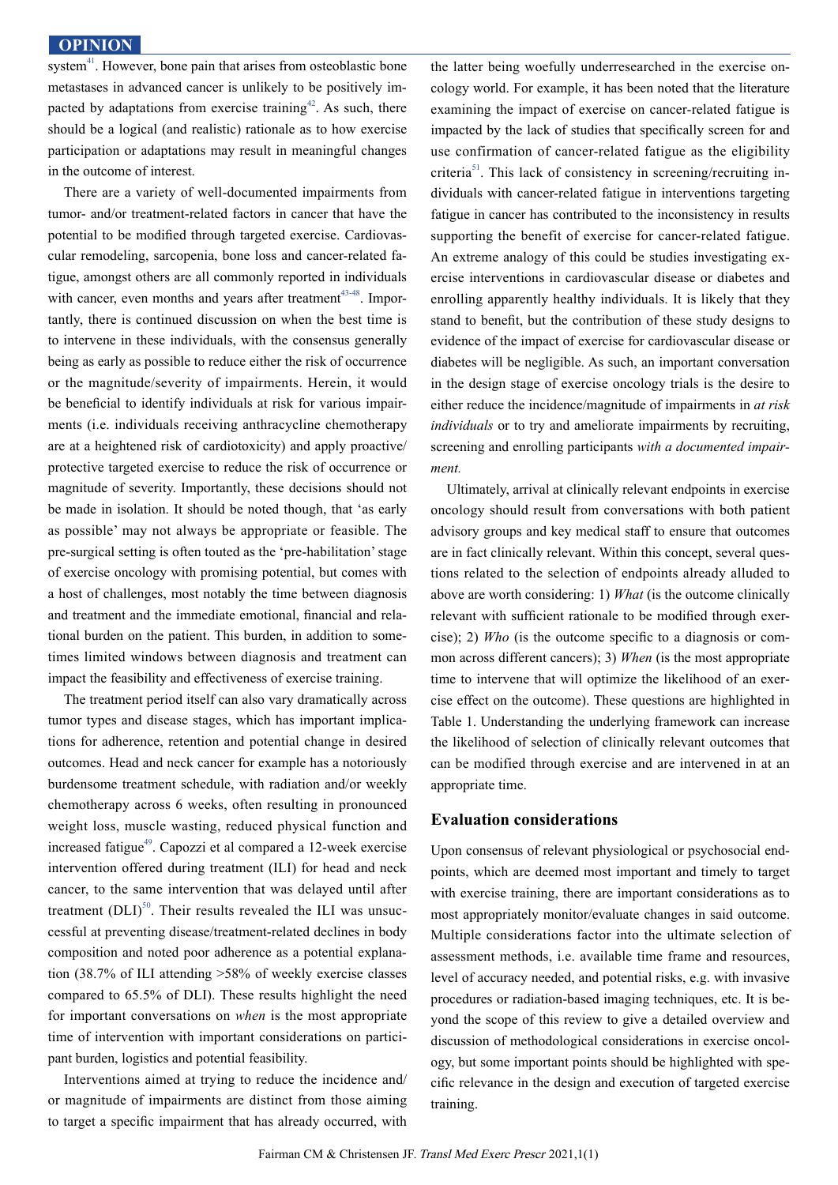system[41]. However, bone pain that arises from osteoblastic bone metastases in advanced cancer is unlikely to be positively impacted by adaptations from exercise training[42]. As such, there should be a logical (and realistic) rationale as to how exercise participation or adaptations may result in meaningful changes in the outcome of interest.

There are a variety of well-documented impairments from tumor- and/or treatment-related factors in cancer that have the potential to be modified through targeted exercise. Cardiovascular remodeling, sarcopenia, bone loss and cancer-related fatigue, amongst others are all commonly reported in individuals with cancer, even months and years after treatment[43-48]. Importantly, there is continued discussion on when the best time is to intervene in these individuals, with the consensus generally being as early as possible to reduce either the risk of occurrence or the magnitude/severity of impairments. Herein, it would be beneficial to identify individuals at risk for various impairments (i.e. individuals receiving anthracycline chemotherapy are at a heightened risk of cardiotoxicity) and apply proactive/protective targeted exercise to reduce the risk of occurrence or magnitude of severity. Importantly, these decisions should not be made in isolation. It should be noted though, that 'as early as possible' may not always be appropriate or feasible. The pre-surgical setting is often touted as the 'pre-habilitation' stage of exercise oncology with promising potential, but comes with a host of challenges, most notably the time between diagnosis and treatment and the immediate emotional, financial and relational burden on the patient. This burden, in addition to sometimes limited windows between diagnosis and treatment can impact the feasibility and effectiveness of exercise training.

The treatment period itself can also vary dramatically across tumor types and disease stages, which has important implications for adherence, retention and potential change in desired outcomes. Head and neck cancer for example has a notoriously burdensome treatment schedule, with radiation and/or weekly chemotherapy across 6 weeks, often resulting in pronounced weight loss, muscle wasting, reduced physical function and increased fatigue[49]. Capozzi et al compared a 12-week exercise intervention offered during treatment (ILI) for head and neck cancer, to the same intervention that was delayed until after treatment (DLI)[50]. Their results revealed the ILI was unsuccessful at preventing disease/treatment-related declines in body composition and noted poor adherence as a potential explanation (38.7% of ILI attending >58% of weekly exercise classes compared to 65.5% of DLI). These results highlight the need for important conversations on *when* is the most appropriate time of intervention with important considerations on participant burden, logistics and potential feasibility.

Interventions aimed at trying to reduce the incidence and/or magnitude of impairments are distinct from those aiming to target a specific impairment that has already occurred, with the latter being woefully underresearched in the exercise oncology world. For example, it has been noted that the literature examining the impact of exercise on cancer-related fatigue is impacted by the lack of studies that specifically screen for and use confirmation of cancer-related fatigue as the eligibility criteria[51]. This lack of consistency in screening/recruiting individuals with cancer-related fatigue in interventions targeting fatigue in cancer has contributed to the inconsistency in results supporting the benefit of exercise for cancer-related fatigue. An extreme analogy of this could be studies investigating exercise interventions in cardiovascular disease or diabetes and enrolling apparently healthy individuals. It is likely that they stand to benefit, but the contribution of these study designs to evidence of the impact of exercise for cardiovascular disease or diabetes will be negligible. As such, an important conversation in the design stage of exercise oncology trials is the desire to either reduce the incidence/magnitude of impairments in *at risk individuals* or to try and ameliorate impairments by recruiting, screening and enrolling participants *with a documented impairment.*

Ultimately, arrival at clinically relevant endpoints in exercise oncology should result from conversations with both patient advisory groups and key medical staff to ensure that outcomes are in fact clinically relevant. Within this concept, several questions related to the selection of endpoints already alluded to above are worth considering: 1) *What* (is the outcome clinically relevant with sufficient rationale to be modified through exercise); 2) *Who* (is the outcome specific to a diagnosis or common across different cancers); 3) *When* (is the most appropriate time to intervene that will optimize the likelihood of an exercise effect on the outcome). These questions are highlighted in Table 1. Understanding the underlying framework can increase the likelihood of selection of clinically relevant outcomes that can be modified through exercise and are intervened in at an appropriate time.

## Evaluation considerations

Upon consensus of relevant physiological or psychosocial endpoints, which are deemed most important and timely to target with exercise training, there are important considerations as to most appropriately monitor/evaluate changes in said outcome. Multiple considerations factor into the ultimate selection of assessment methods, i.e. available time frame and resources, level of accuracy needed, and potential risks, e.g. with invasive procedures or radiation-based imaging techniques, etc. It is beyond the scope of this review to give a detailed overview and discussion of methodological considerations in exercise oncology, but some important points should be highlighted with specific relevance in the design and execution of targeted exercise training.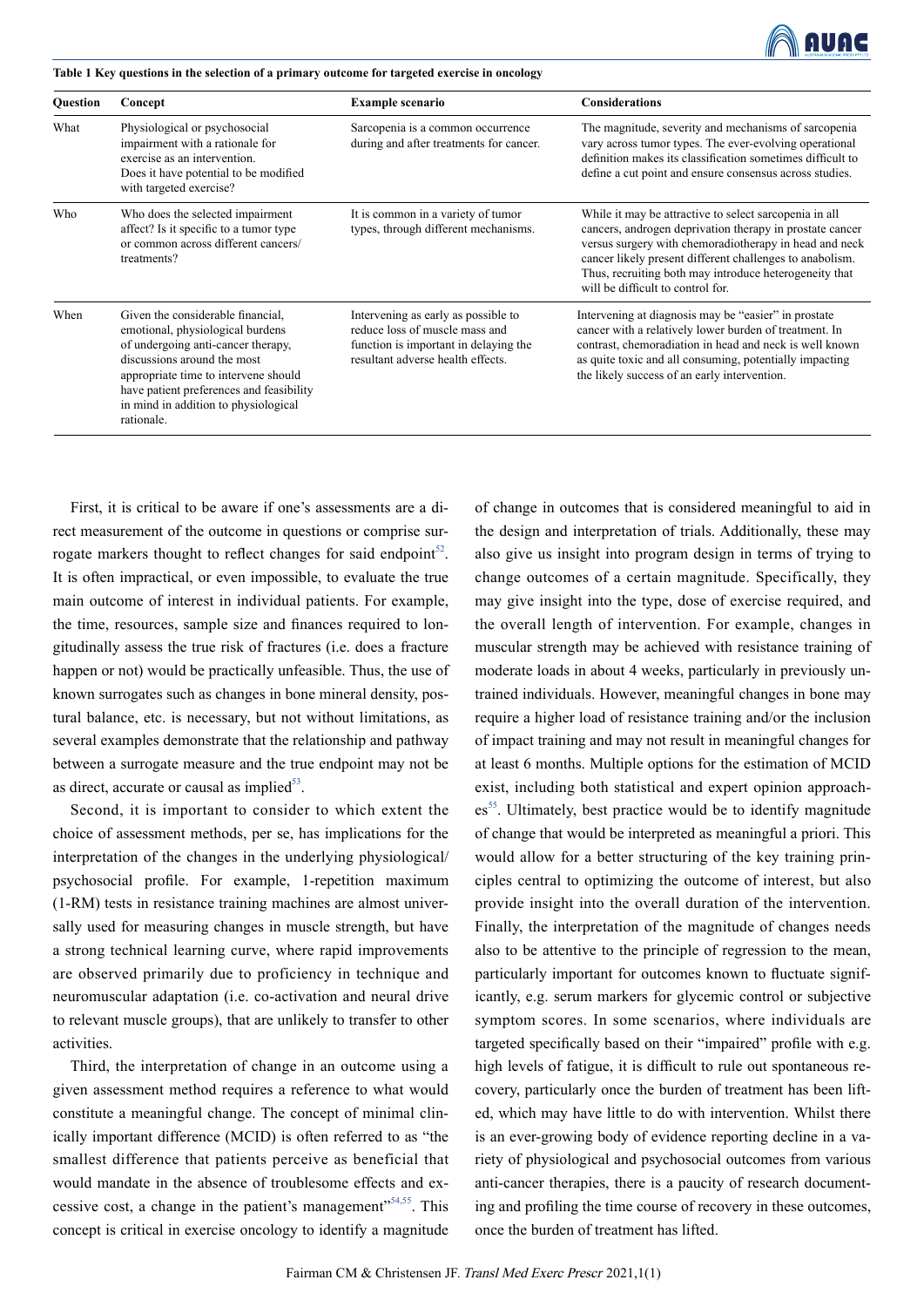**Table 1 Key questions in the selection of a primary outcome for targeted exercise in oncology**

| Question | Concept | Example scenario | Considerations |
|---|---|---|---|
| What | Physiological or psychosocial impairment with a rationale for exercise as an intervention. Does it have potential to be modified with targeted exercise? | Sarcopenia is a common occurrence during and after treatments for cancer. | The magnitude, severity and mechanisms of sarcopenia vary across tumor types. The ever-evolving operational definition makes its classification sometimes difficult to define a cut point and ensure consensus across studies. |
| Who | Who does the selected impairment affect? Is it specific to a tumor type or common across different cancers/ treatments? | It is common in a variety of tumor types, through different mechanisms. | While it may be attractive to select sarcopenia in all cancers, androgen deprivation therapy in prostate cancer versus surgery with chemoradiotherapy in head and neck cancer likely present different challenges to anabolism. Thus, recruiting both may introduce heterogeneity that will be difficult to control for. |
| When | Given the considerable financial, emotional, physiological burdens of undergoing anti-cancer therapy, discussions around the most appropriate time to intervene should have patient preferences and feasibility in mind in addition to physiological rationale. | Intervening as early as possible to reduce loss of muscle mass and function is important in delaying the resultant adverse health effects. | Intervening at diagnosis may be "easier" in prostate cancer with a relatively lower burden of treatment. In contrast, chemoradiation in head and neck is well known as quite toxic and all consuming, potentially impacting the likely success of an early intervention. |

First, it is critical to be aware if one's assessments are a direct measurement of the outcome in questions or comprise surrogate markers thought to reflect changes for said endpoint[52]. It is often impractical, or even impossible, to evaluate the true main outcome of interest in individual patients. For example, the time, resources, sample size and finances required to longitudinally assess the true risk of fractures (i.e. does a fracture happen or not) would be practically unfeasible. Thus, the use of known surrogates such as changes in bone mineral density, postural balance, etc. is necessary, but not without limitations, as several examples demonstrate that the relationship and pathway between a surrogate measure and the true endpoint may not be as direct, accurate or causal as implied[53].

Second, it is important to consider to which extent the choice of assessment methods, per se, has implications for the interpretation of the changes in the underlying physiological/ psychosocial profile. For example, 1-repetition maximum (1-RM) tests in resistance training machines are almost universally used for measuring changes in muscle strength, but have a strong technical learning curve, where rapid improvements are observed primarily due to proficiency in technique and neuromuscular adaptation (i.e. co-activation and neural drive to relevant muscle groups), that are unlikely to transfer to other activities.

Third, the interpretation of change in an outcome using a given assessment method requires a reference to what would constitute a meaningful change. The concept of minimal clinically important difference (MCID) is often referred to as "the smallest difference that patients perceive as beneficial that would mandate in the absence of troublesome effects and excessive cost, a change in the patient's management"[54,55]. This concept is critical in exercise oncology to identify a magnitude of change in outcomes that is considered meaningful to aid in the design and interpretation of trials. Additionally, these may also give us insight into program design in terms of trying to change outcomes of a certain magnitude. Specifically, they may give insight into the type, dose of exercise required, and the overall length of intervention. For example, changes in muscular strength may be achieved with resistance training of moderate loads in about 4 weeks, particularly in previously untrained individuals. However, meaningful changes in bone may require a higher load of resistance training and/or the inclusion of impact training and may not result in meaningful changes for at least 6 months. Multiple options for the estimation of MCID exist, including both statistical and expert opinion approaches[55]. Ultimately, best practice would be to identify magnitude of change that would be interpreted as meaningful a priori. This would allow for a better structuring of the key training principles central to optimizing the outcome of interest, but also provide insight into the overall duration of the intervention. Finally, the interpretation of the magnitude of changes needs also to be attentive to the principle of regression to the mean, particularly important for outcomes known to fluctuate significantly, e.g. serum markers for glycemic control or subjective symptom scores. In some scenarios, where individuals are targeted specifically based on their "impaired" profile with e.g. high levels of fatigue, it is difficult to rule out spontaneous recovery, particularly once the burden of treatment has been lifted, which may have little to do with intervention. Whilst there is an ever-growing body of evidence reporting decline in a variety of physiological and psychosocial outcomes from various anti-cancer therapies, there is a paucity of research documenting and profiling the time course of recovery in these outcomes, once the burden of treatment has lifted.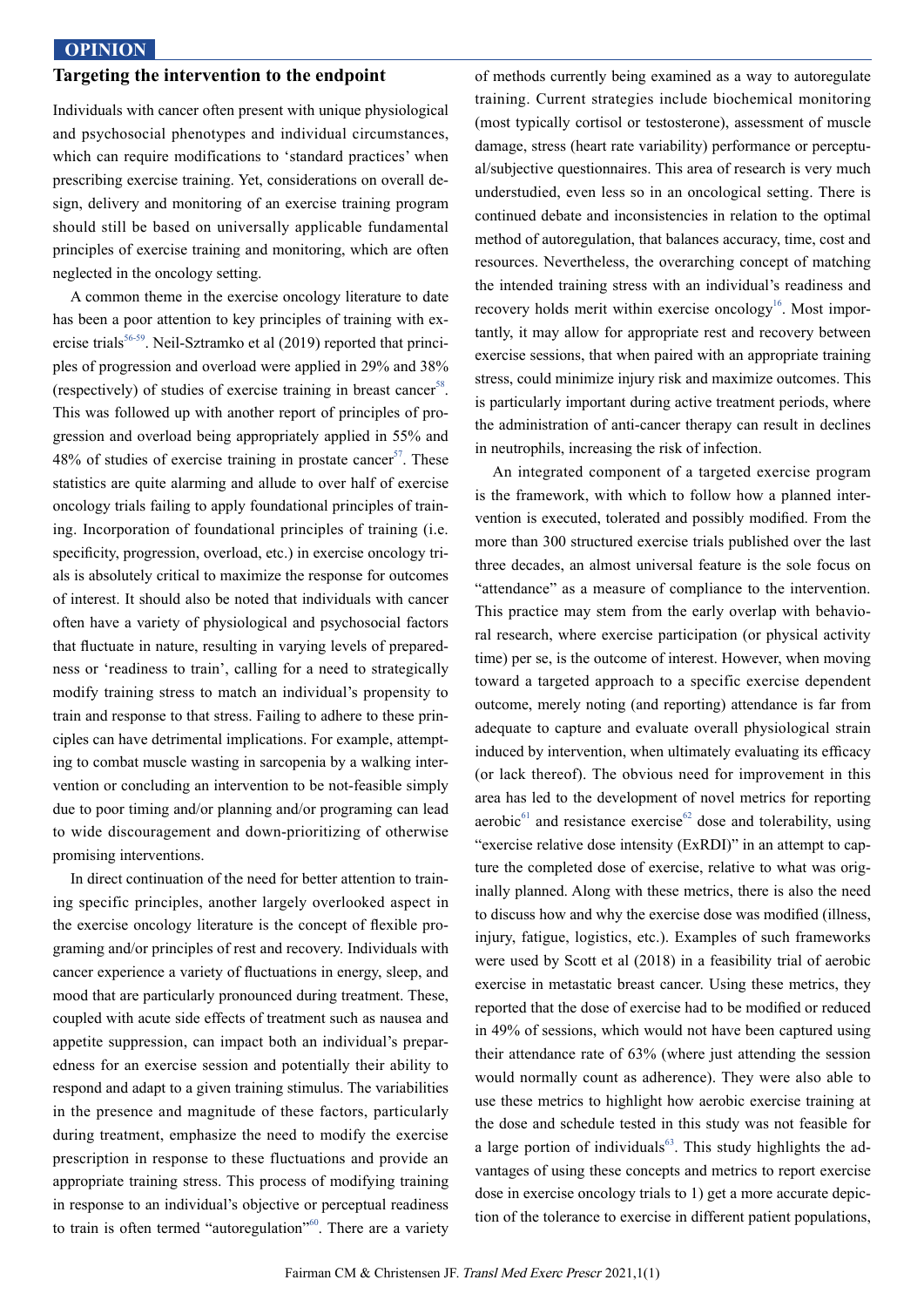## Targeting the intervention to the endpoint

Individuals with cancer often present with unique physiological and psychosocial phenotypes and individual circumstances, which can require modifications to 'standard practices' when prescribing exercise training. Yet, considerations on overall design, delivery and monitoring of an exercise training program should still be based on universally applicable fundamental principles of exercise training and monitoring, which are often neglected in the oncology setting.

A common theme in the exercise oncology literature to date has been a poor attention to key principles of training with exercise trials[56-59]. Neil-Sztramko et al (2019) reported that principles of progression and overload were applied in 29% and 38% (respectively) of studies of exercise training in breast cancer[58]. This was followed up with another report of principles of progression and overload being appropriately applied in 55% and 48% of studies of exercise training in prostate cancer[57]. These statistics are quite alarming and allude to over half of exercise oncology trials failing to apply foundational principles of training. Incorporation of foundational principles of training (i.e. specificity, progression, overload, etc.) in exercise oncology trials is absolutely critical to maximize the response for outcomes of interest. It should also be noted that individuals with cancer often have a variety of physiological and psychosocial factors that fluctuate in nature, resulting in varying levels of preparedness or 'readiness to train', calling for a need to strategically modify training stress to match an individual's propensity to train and response to that stress. Failing to adhere to these principles can have detrimental implications. For example, attempting to combat muscle wasting in sarcopenia by a walking intervention or concluding an intervention to be not-feasible simply due to poor timing and/or planning and/or programing can lead to wide discouragement and down-prioritizing of otherwise promising interventions.

In direct continuation of the need for better attention to training specific principles, another largely overlooked aspect in the exercise oncology literature is the concept of flexible programing and/or principles of rest and recovery. Individuals with cancer experience a variety of fluctuations in energy, sleep, and mood that are particularly pronounced during treatment. These, coupled with acute side effects of treatment such as nausea and appetite suppression, can impact both an individual's preparedness for an exercise session and potentially their ability to respond and adapt to a given training stimulus. The variabilities in the presence and magnitude of these factors, particularly during treatment, emphasize the need to modify the exercise prescription in response to these fluctuations and provide an appropriate training stress. This process of modifying training in response to an individual's objective or perceptual readiness to train is often termed "autoregulation"[60]. There are a variety of methods currently being examined as a way to autoregulate training. Current strategies include biochemical monitoring (most typically cortisol or testosterone), assessment of muscle damage, stress (heart rate variability) performance or perceptual/subjective questionnaires. This area of research is very much understudied, even less so in an oncological setting. There is continued debate and inconsistencies in relation to the optimal method of autoregulation, that balances accuracy, time, cost and resources. Nevertheless, the overarching concept of matching the intended training stress with an individual's readiness and recovery holds merit within exercise oncology[16]. Most importantly, it may allow for appropriate rest and recovery between exercise sessions, that when paired with an appropriate training stress, could minimize injury risk and maximize outcomes. This is particularly important during active treatment periods, where the administration of anti-cancer therapy can result in declines in neutrophils, increasing the risk of infection.

An integrated component of a targeted exercise program is the framework, with which to follow how a planned intervention is executed, tolerated and possibly modified. From the more than 300 structured exercise trials published over the last three decades, an almost universal feature is the sole focus on "attendance" as a measure of compliance to the intervention. This practice may stem from the early overlap with behavioral research, where exercise participation (or physical activity time) per se, is the outcome of interest. However, when moving toward a targeted approach to a specific exercise dependent outcome, merely noting (and reporting) attendance is far from adequate to capture and evaluate overall physiological strain induced by intervention, when ultimately evaluating its efficacy (or lack thereof). The obvious need for improvement in this area has led to the development of novel metrics for reporting aerobic[61] and resistance exercise[62] dose and tolerability, using "exercise relative dose intensity (ExRDI)" in an attempt to capture the completed dose of exercise, relative to what was originally planned. Along with these metrics, there is also the need to discuss how and why the exercise dose was modified (illness, injury, fatigue, logistics, etc.). Examples of such frameworks were used by Scott et al (2018) in a feasibility trial of aerobic exercise in metastatic breast cancer. Using these metrics, they reported that the dose of exercise had to be modified or reduced in 49% of sessions, which would not have been captured using their attendance rate of 63% (where just attending the session would normally count as adherence). They were also able to use these metrics to highlight how aerobic exercise training at the dose and schedule tested in this study was not feasible for a large portion of individuals[63]. This study highlights the advantages of using these concepts and metrics to report exercise dose in exercise oncology trials to 1) get a more accurate depiction of the tolerance to exercise in different patient populations,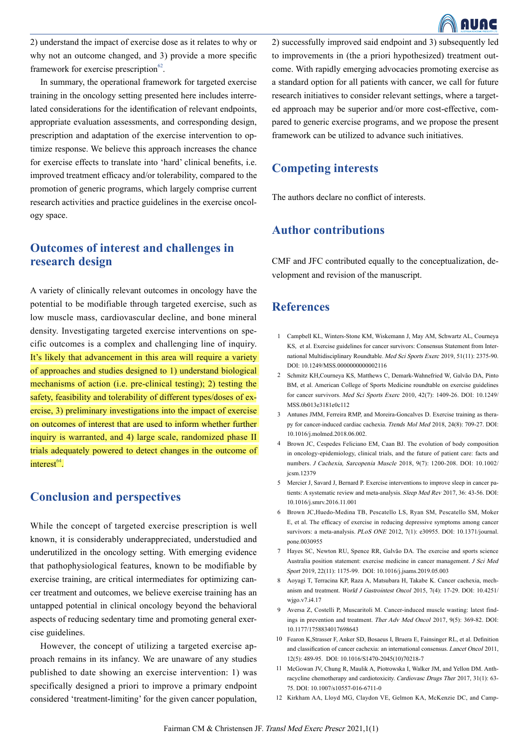2) understand the impact of exercise dose as it relates to why or why not an outcome changed, and 3) provide a more specific framework for exercise prescription[62].

In summary, the operational framework for targeted exercise training in the oncology setting presented here includes interrelated considerations for the identification of relevant endpoints, appropriate evaluation assessments, and corresponding design, prescription and adaptation of the exercise intervention to optimize response. We believe this approach increases the chance for exercise effects to translate into 'hard' clinical benefits, i.e. improved treatment efficacy and/or tolerability, compared to the promotion of generic programs, which largely comprise current research activities and practice guidelines in the exercise oncology space.

## Outcomes of interest and challenges in research design

A variety of clinically relevant outcomes in oncology have the potential to be modifiable through targeted exercise, such as low muscle mass, cardiovascular decline, and bone mineral density. Investigating targeted exercise interventions on specific outcomes is a complex and challenging line of inquiry. It's likely that advancement in this area will require a variety of approaches and studies designed to 1) understand biological mechanisms of action (i.e. pre-clinical testing); 2) testing the safety, feasibility and tolerability of different types/doses of exercise, 3) preliminary investigations into the impact of exercise on outcomes of interest that are used to inform whether further inquiry is warranted, and 4) large scale, randomized phase II trials adequately powered to detect changes in the outcome of interest[64].

## Conclusion and perspectives

While the concept of targeted exercise prescription is well known, it is considerably underappreciated, understudied and underutilized in the oncology setting. With emerging evidence that pathophysiological features, known to be modifiable by exercise training, are critical intermediates for optimizing cancer treatment and outcomes, we believe exercise training has an untapped potential in clinical oncology beyond the behavioral aspects of reducing sedentary time and promoting general exercise guidelines.

However, the concept of utilizing a targeted exercise approach remains in its infancy. We are unaware of any studies published to date showing an exercise intervention: 1) was specifically designed a priori to improve a primary endpoint considered 'treatment-limiting' for the given cancer population, 2) successfully improved said endpoint and 3) subsequently led to improvements in (the a priori hypothesized) treatment outcome. With rapidly emerging advocacies promoting exercise as a standard option for all patients with cancer, we call for future research initiatives to consider relevant settings, where a targeted approach may be superior and/or more cost-effective, compared to generic exercise programs, and we propose the present framework can be utilized to advance such initiatives.

## Competing interests

The authors declare no conflict of interests.

## Author contributions

CMF and JFC contributed equally to the conceptualization, development and revision of the manuscript.

## References

1. Campbell KL, Winters-Stone KM, Wiskemann J, May AM, Schwartz AL, Courneya KS, et al. Exercise guidelines for cancer survivors: Consensus Statement from International Multidisciplinary Roundtable. *Med Sci Sports Exerc* 2019, 51(11): 2375-90. DOI: 10.1249/MSS.0000000000002116
2. Schmitz KH,Courneya KS, Matthews C, Demark-Wahnefried W, Galvão DA, Pinto BM, et al. American College of Sports Medicine roundtable on exercise guidelines for cancer survivors. *Med Sci Sports Exerc* 2010, 42(7): 1409-26. DOI: 10.1249/MSS.0b013e3181e0c112
3. Antunes JMM, Ferreira RMP, and Moreira-Goncalves D. Exercise training as therapy for cancer-induced cardiac cachexia. *Trends Mol Med* 2018, 24(8): 709-27. DOI: 10.1016/j.molmed.2018.06.002.
4. Brown JC, Cespedes Feliciano EM, Caan BJ. The evolution of body composition in oncology-epidemiology, clinical trials, and the future of patient care: facts and numbers. *J Cachexia, Sarcopenia Muscle* 2018, 9(7): 1200-208. DOI: 10.1002/jcsm.12379
5. Mercier J, Savard J, Bernard P. Exercise interventions to improve sleep in cancer patients: A systematic review and meta-analysis. *Sleep Med Rev* 2017, 36: 43-56. DOI: 10.1016/j.smrv.2016.11.001
6. Brown JC,Huedo-Medina TB, Pescatello LS, Ryan SM, Pescatello SM, Moker E, et al. The efficacy of exercise in reducing depressive symptoms among cancer survivors: a meta-analysis. *PLoS ONE* 2012, 7(1): e30955. DOI: 10.1371/journal.pone.0030955
7. Hayes SC, Newton RU, Spence RR, Galvão DA. The exercise and sports science Australia position statement: exercise medicine in cancer management. *J Sci Med Sport* 2019, 22(11): 1175-99. DOI: 10.1016/j.jsams.2019.05.003
8. Aoyagi T, Terracina KP, Raza A, Matsubara H, Takabe K. Cancer cachexia, mechanism and treatment. *World J Gastrointest Oncol* 2015, 7(4): 17-29. DOI: 10.4251/wjgo.v7.i4.17
9. Aversa Z, Costelli P, Muscaritoli M. Cancer-induced muscle wasting: latest findings in prevention and treatment. *Ther Adv Med Oncol* 2017, 9(5): 369-82. DOI: 10.1177/1758834017698643
10. Fearon K,Strasser F, Anker SD, Bosaeus I, Bruera E, Fainsinger RL, et al. Definition and classification of cancer cachexia: an international consensus. *Lancet Oncol* 2011, 12(5): 489-95. DOI: 10.1016/S1470-2045(10)70218-7
11. McGowan JV, Chung R, Maulik A, Piotrowska I, Walker JM, and Yellon DM. Anthracycline chemotherapy and cardiotoxicity. *Cardiovasc Drugs Ther* 2017, 31(1): 63-75. DOI: 10.1007/s10557-016-6711-0
12. Kirkham AA, Lloyd MG, Claydon VE, Gelmon KA, McKenzie DC, and Camp-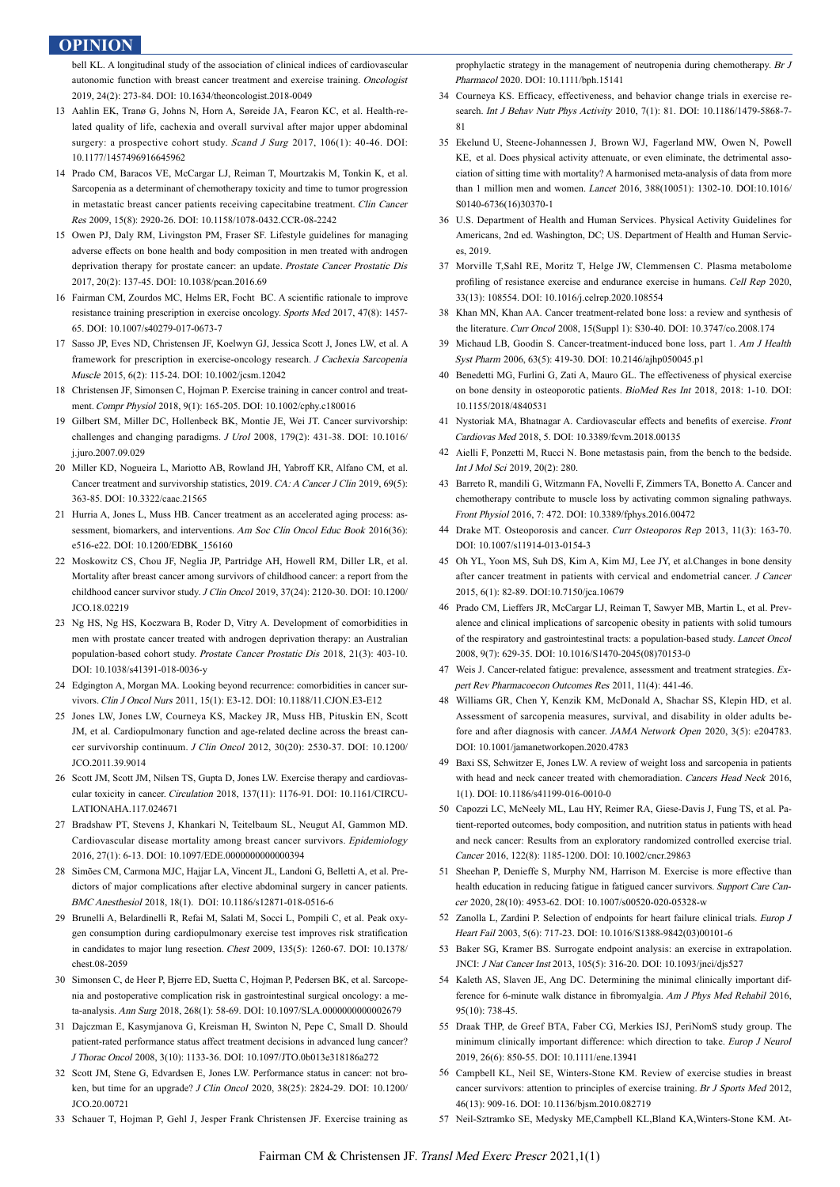bell KL. A longitudinal study of the association of clinical indices of cardiovascular autonomic function with breast cancer treatment and exercise training. *Oncologist* 2019, 24(2): 273-84. DOI: 10.1634/theoncologist.2018-0049

13 Aahlin EK, Tranø G, Johns N, Horn A, Søreide JA, Fearon KC, et al. Health-related quality of life, cachexia and overall survival after major upper abdominal surgery: a prospective cohort study. *Scand J Surg* 2017, 106(1): 40-46. DOI: 10.1177/1457496916645962

14 Prado CM, Baracos VE, McCargar LJ, Reiman T, Mourtzakis M, Tonkin K, et al. Sarcopenia as a determinant of chemotherapy toxicity and time to tumor progression in metastatic breast cancer patients receiving capecitabine treatment. *Clin Cancer Res* 2009, 15(8): 2920-26. DOI: 10.1158/1078-0432.CCR-08-2242

15 Owen PJ, Daly RM, Livingston PM, Fraser SF. Lifestyle guidelines for managing adverse effects on bone health and body composition in men treated with androgen deprivation therapy for prostate cancer: an update. *Prostate Cancer Prostatic Dis* 2017, 20(2): 137-45. DOI: 10.1038/pcan.2016.69

16 Fairman CM, Zourdos MC, Helms ER, Focht BC. A scientific rationale to improve resistance training prescription in exercise oncology. *Sports Med* 2017, 47(8): 1457-65. DOI: 10.1007/s40279-017-0673-7

17 Sasso JP, Eves ND, Christensen JF, Koelwyn GJ, Jessica Scott J, Jones LW, et al. A framework for prescription in exercise-oncology research. *J Cachexia Sarcopenia Muscle* 2015, 6(2): 115-24. DOI: 10.1002/jcsm.12042

18 Christensen JF, Simonsen C, Hojman P. Exercise training in cancer control and treatment. *Compr Physiol* 2018, 9(1): 165-205. DOI: 10.1002/cphy.c180016

19 Gilbert SM, Miller DC, Hollenbeck BK, Montie JE, Wei JT. Cancer survivorship: challenges and changing paradigms. *J Urol* 2008, 179(2): 431-38. DOI: 10.1016/j.juro.2007.09.029

20 Miller KD, Nogueira L, Mariotto AB, Rowland JH, Yabroff KR, Alfano CM, et al. Cancer treatment and survivorship statistics, 2019. *CA: A Cancer J Clin* 2019, 69(5): 363-85. DOI: 10.3322/caac.21565

21 Hurria A, Jones L, Muss HB. Cancer treatment as an accelerated aging process: assessment, biomarkers, and interventions. *Am Soc Clin Oncol Educ Book* 2016(36): e516-e22. DOI: 10.1200/EDBK_156160

22 Moskowitz CS, Chou JF, Neglia JP, Partridge AH, Howell RM, Diller LR, et al. Mortality after breast cancer among survivors of childhood cancer: a report from the childhood cancer survivor study. *J Clin Oncol* 2019, 37(24): 2120-30. DOI: 10.1200/JCO.18.02219

23 Ng HS, Ng HS, Koczwara B, Roder D, Vitry A. Development of comorbidities in men with prostate cancer treated with androgen deprivation therapy: an Australian population-based cohort study. *Prostate Cancer Prostatic Dis* 2018, 21(3): 403-10. DOI: 10.1038/s41391-018-0036-y

24 Edgington A, Morgan MA. Looking beyond recurrence: comorbidities in cancer survivors. *Clin J Oncol Nurs* 2011, 15(1): E3-12. DOI: 10.1188/11.CJON.E3-E12

25 Jones LW, Jones LW, Courneya KS, Mackey JR, Muss HB, Pituskin EN, Scott JM, et al. Cardiopulmonary function and age-related decline across the breast cancer survivorship continuum. *J Clin Oncol* 2012, 30(20): 2530-37. DOI: 10.1200/JCO.2011.39.9014

26 Scott JM, Scott JM, Nilsen TS, Gupta D, Jones LW. Exercise therapy and cardiovascular toxicity in cancer. *Circulation* 2018, 137(11): 1176-91. DOI: 10.1161/CIRCULATIONAHA.117.024671

27 Bradshaw PT, Stevens J, Khankari N, Teitelbaum SL, Neugut AI, Gammon MD. Cardiovascular disease mortality among breast cancer survivors. *Epidemiology* 2016, 27(1): 6-13. DOI: 10.1097/EDE.0000000000000394

28 Simões CM, Carmona MJC, Hajjar LA, Vincent JL, Landoni G, Belletti A, et al. Predictors of major complications after elective abdominal surgery in cancer patients. *BMC Anesthesiol* 2018, 18(1). DOI: 10.1186/s12871-018-0516-6

29 Brunelli A, Belardinelli R, Refai M, Salati M, Socci L, Pompili C, et al. Peak oxygen consumption during cardiopulmonary exercise test improves risk stratification in candidates to major lung resection. *Chest* 2009, 135(5): 1260-67. DOI: 10.1378/chest.08-2059

30 Simonsen C, de Heer P, Bjerre ED, Suetta C, Hojman P, Pedersen BK, et al. Sarcopenia and postoperative complication risk in gastrointestinal surgical oncology: a meta-analysis. *Ann Surg* 2018, 268(1): 58-69. DOI: 10.1097/SLA.0000000000002679

31 Dajczman E, Kasymjanova G, Kreisman H, Swinton N, Pepe C, Small D. Should patient-rated performance status affect treatment decisions in advanced lung cancer? *J Thorac Oncol* 2008, 3(10): 1133-36. DOI: 10.1097/JTO.0b013e318186a272

32 Scott JM, Stene G, Edvardsen E, Jones LW. Performance status in cancer: not broken, but time for an upgrade? *J Clin Oncol* 2020, 38(25): 2824-29. DOI: 10.1200/JCO.20.00721

33 Schauer T, Hojman P, Gehl J, Jesper Frank Christensen JF. Exercise training as prophylactic strategy in the management of neutropenia during chemotherapy. *Br J Pharmacol* 2020. DOI: 10.1111/bph.15141

34 Courneya KS. Efficacy, effectiveness, and behavior change trials in exercise research. *Int J Behav Nutr Phys Activity* 2010, 7(1): 81. DOI: 10.1186/1479-5868-7-81

35 Ekelund U, Steene-Johannessen J, Brown WJ, Fagerland MW, Owen N, Powell KE, et al. Does physical activity attenuate, or even eliminate, the detrimental association of sitting time with mortality? A harmonised meta-analysis of data from more than 1 million men and women. *Lancet* 2016, 388(10051): 1302-10. DOI:10.1016/S0140-6736(16)30370-1

36 U.S. Department of Health and Human Services. Physical Activity Guidelines for Americans, 2nd ed. Washington, DC; US. Department of Health and Human Services, 2019.

37 Morville T,Sahl RE, Moritz T, Helge JW, Clemmensen C. Plasma metabolome profiling of resistance exercise and endurance exercise in humans. *Cell Rep* 2020, 33(13): 108554. DOI: 10.1016/j.celrep.2020.108554

38 Khan MN, Khan AA. Cancer treatment-related bone loss: a review and synthesis of the literature. *Curr Oncol* 2008, 15(Suppl 1): S30-40. DOI: 10.3747/co.2008.174

39 Michaud LB, Goodin S. Cancer-treatment-induced bone loss, part 1. *Am J Health Syst Pharm* 2006, 63(5): 419-30. DOI: 10.2146/ajhp050045.p1

40 Benedetti MG, Furlini G, Zati A, Mauro GL. The effectiveness of physical exercise on bone density in osteoporotic patients. *BioMed Res Int* 2018, 2018: 1-10. DOI: 10.1155/2018/4840531

41 Nystoriak MA, Bhatnagar A. Cardiovascular effects and benefits of exercise. *Front Cardiovas Med* 2018, 5. DOI: 10.3389/fcvm.2018.00135

42 Aielli F, Ponzetti M, Rucci N. Bone metastasis pain, from the bench to the bedside. *Int J Mol Sci* 2019, 20(2): 280.

43 Barreto R, mandili G, Witzmann FA, Novelli F, Zimmers TA, Bonetto A. Cancer and chemotherapy contribute to muscle loss by activating common signaling pathways. *Front Physiol* 2016, 7: 472. DOI: 10.3389/fphys.2016.00472

44 Drake MT. Osteoporosis and cancer. *Curr Osteoporos Rep* 2013, 11(3): 163-70. DOI: 10.1007/s11914-013-0154-3

45 Oh YL, Yoon MS, Suh DS, Kim A, Kim MJ, Lee JY, et al.Changes in bone density after cancer treatment in patients with cervical and endometrial cancer. *J Cancer* 2015, 6(1): 82-89. DOI:10.7150/jca.10679

46 Prado CM, Lieffers JR, McCargar LJ, Reiman T, Sawyer MB, Martin L, et al. Prevalence and clinical implications of sarcopenic obesity in patients with solid tumours of the respiratory and gastrointestinal tracts: a population-based study. *Lancet Oncol* 2008, 9(7): 629-35. DOI: 10.1016/S1470-2045(08)70153-0

47 Weis J. Cancer-related fatigue: prevalence, assessment and treatment strategies. *Expert Rev Pharmacoecon Outcomes Res* 2011, 11(4): 441-46.

48 Williams GR, Chen Y, Kenzik KM, McDonald A, Shachar SS, Klepin HD, et al. Assessment of sarcopenia measures, survival, and disability in older adults before and after diagnosis with cancer. *JAMA Network Open* 2020, 3(5): e204783. DOI: 10.1001/jamanetworkopen.2020.4783

49 Baxi SS, Schwitzer E, Jones LW. A review of weight loss and sarcopenia in patients with head and neck cancer treated with chemoradiation. *Cancers Head Neck* 2016, 1(1). DOI: 10.1186/s41199-016-0010-0

50 Capozzi LC, McNeely ML, Lau HY, Reimer RA, Giese-Davis J, Fung TS, et al. Patient-reported outcomes, body composition, and nutrition status in patients with head and neck cancer: Results from an exploratory randomized controlled exercise trial. *Cancer* 2016, 122(8): 1185-1200. DOI: 10.1002/cncr.29863

51 Sheehan P, Denieffe S, Murphy NM, Harrison M. Exercise is more effective than health education in reducing fatigue in fatigued cancer survivors. *Support Care Cancer* 2020, 28(10): 4953-62. DOI: 10.1007/s00520-020-05328-w

52 Zanolla L, Zardini P. Selection of endpoints for heart failure clinical trials. *Europ J Heart Fail* 2003, 5(6): 717-23. DOI: 10.1016/S1388-9842(03)00101-6

53 Baker SG, Kramer BS. Surrogate endpoint analysis: an exercise in extrapolation. JNCI: *J Nat Cancer Inst* 2013, 105(5): 316-20. DOI: 10.1093/jnci/djs527

54 Kaleth AS, Slaven JE, Ang DC. Determining the minimal clinically important difference for 6-minute walk distance in fibromyalgia. *Am J Phys Med Rehabil* 2016, 95(10): 738-45.

55 Draak THP, de Greef BTA, Faber CG, Merkies ISJ, PeriNomS study group. The minimum clinically important difference: which direction to take. *Europ J Neurol* 2019, 26(6): 850-55. DOI: 10.1111/ene.13941

56 Campbell KL, Neil SE, Winters-Stone KM. Review of exercise studies in breast cancer survivors: attention to principles of exercise training. *Br J Sports Med* 2012, 46(13): 909-16. DOI: 10.1136/bjsm.2010.082719

57 Neil-Sztramko SE, Medysky ME,Campbell KL,Bland KA,Winters-Stone KM. At-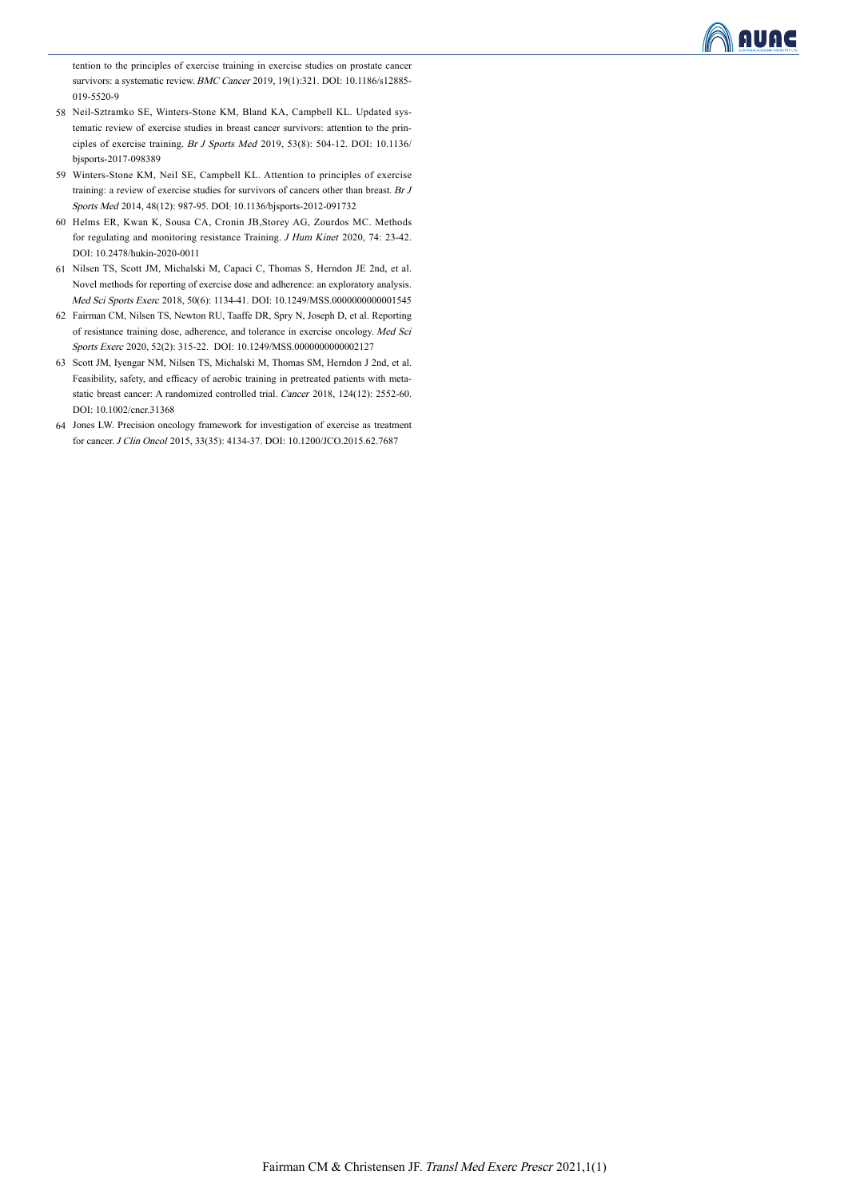tention to the principles of exercise training in exercise studies on prostate cancer survivors: a systematic review. *BMC Cancer* 2019, 19(1):321. DOI: 10.1186/s12885-019-5520-9

58 Neil-Sztramko SE, Winters-Stone KM, Bland KA, Campbell KL. Updated systematic review of exercise studies in breast cancer survivors: attention to the principles of exercise training. *Br J Sports Med* 2019, 53(8): 504-12. DOI: 10.1136/bjsports-2017-098389

59 Winters-Stone KM, Neil SE, Campbell KL. Attention to principles of exercise training: a review of exercise studies for survivors of cancers other than breast. *Br J Sports Med* 2014, 48(12): 987-95. DOI: 10.1136/bjsports-2012-091732

60 Helms ER, Kwan K, Sousa CA, Cronin JB,Storey AG, Zourdos MC. Methods for regulating and monitoring resistance Training. *J Hum Kinet* 2020, 74: 23-42. DOI: 10.2478/hukin-2020-0011

61 Nilsen TS, Scott JM, Michalski M, Capaci C, Thomas S, Herndon JE 2nd, et al. Novel methods for reporting of exercise dose and adherence: an exploratory analysis. *Med Sci Sports Exerc* 2018, 50(6): 1134-41. DOI: 10.1249/MSS.0000000000001545

62 Fairman CM, Nilsen TS, Newton RU, Taaffe DR, Spry N, Joseph D, et al. Reporting of resistance training dose, adherence, and tolerance in exercise oncology. *Med Sci Sports Exerc* 2020, 52(2): 315-22. DOI: 10.1249/MSS.0000000000002127

63 Scott JM, Iyengar NM, Nilsen TS, Michalski M, Thomas SM, Herndon J 2nd, et al. Feasibility, safety, and efficacy of aerobic training in pretreated patients with metastatic breast cancer: A randomized controlled trial. *Cancer* 2018, 124(12): 2552-60. DOI: 10.1002/cncr.31368

64 Jones LW. Precision oncology framework for investigation of exercise as treatment for cancer. *J Clin Oncol* 2015, 33(35): 4134-37. DOI: 10.1200/JCO.2015.62.7687